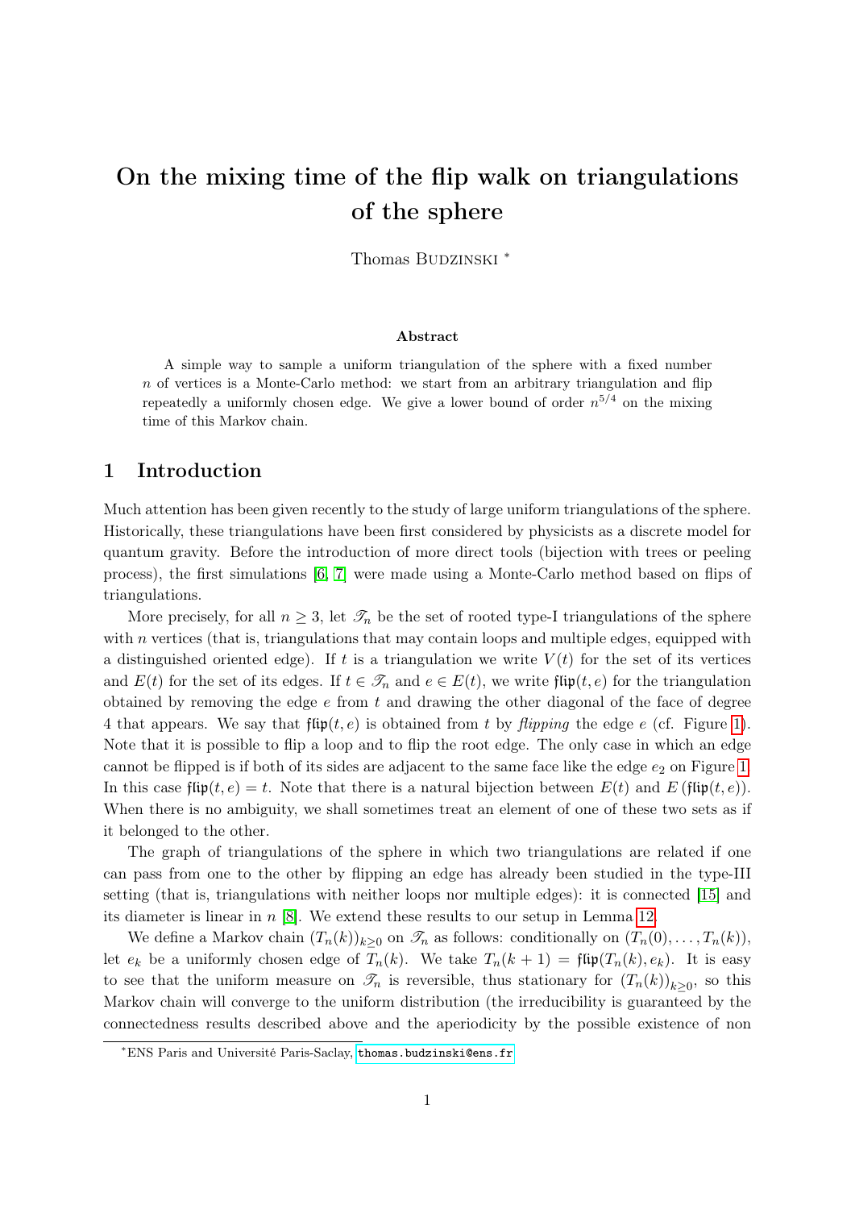# On the mixing time of the flip walk on triangulations of the sphere

Thomas Budzinski [*]

### Abstract

A simple way to sample a uniform triangulation of the sphere with a fixed number $n$ of vertices is a Monte-Carlo method: we start from an arbitrary triangulation and flip repeatedly a uniformly chosen edge. We give a lower bound of order $n^{5/4}$ on the mixing time of this Markov chain.

## 1 Introduction

Much attention has been given recently to the study of large uniform triangulations of the sphere. Historically, these triangulations have been first considered by physicists as a discrete model for quantum gravity. Before the introduction of more direct tools (bijection with trees or peeling process), the first simulations [6, 7] were made using a Monte-Carlo method based on flips of triangulations.

More precisely, for all $n \geq 3$, let $\mathscr{T}_n$ be the set of rooted type-I triangulations of the sphere with $n$ vertices (that is, triangulations that may contain loops and multiple edges, equipped with a distinguished oriented edge). If $t$ is a triangulation we write $V(t)$ for the set of its vertices and $E(t)$ for the set of its edges. If $t \in \mathscr{T}_n$ and $e \in E(t)$, we write $\mathfrak{flip}(t, e)$ for the triangulation obtained by removing the edge $e$ from $t$ and drawing the other diagonal of the face of degree 4 that appears. We say that $\mathfrak{flip}(t, e)$ is obtained from $t$ by *flipping* the edge $e$ (cf. Figure 1). Note that it is possible to flip a loop and to flip the root edge. The only case in which an edge cannot be flipped is if both of its sides are adjacent to the same face like the edge $e_2$ on Figure 1. In this case $\mathfrak{flip}(t, e) = t$. Note that there is a natural bijection between $E(t)$ and $E(\mathfrak{flip}(t, e))$. When there is no ambiguity, we shall sometimes treat an element of one of these two sets as if it belonged to the other.

The graph of triangulations of the sphere in which two triangulations are related if one can pass from one to the other by flipping an edge has already been studied in the type-III setting (that is, triangulations with neither loops nor multiple edges): it is connected [15] and its diameter is linear in $n$ [8]. We extend these results to our setup in Lemma 12.

We define a Markov chain $(T_n(k))_{k\geq 0}$ on $\mathscr{T}_n$ as follows: conditionally on $(T_n(0), \ldots, T_n(k))$, let $e_k$ be a uniformly chosen edge of $T_n(k)$. We take $T_n(k + 1) = \mathfrak{flip}(T_n(k), e_k)$. It is easy to see that the uniform measure on $\mathscr{T}_n$ is reversible, thus stationary for $(T_n(k))_{k\geq 0}$, so this Markov chain will converge to the uniform distribution (the irreducibility is guaranteed by the connectedness results described above and the aperiodicity by the possible existence of non

---

[*] ENS Paris and Université Paris-Saclay, thomas.budzinski@ens.fr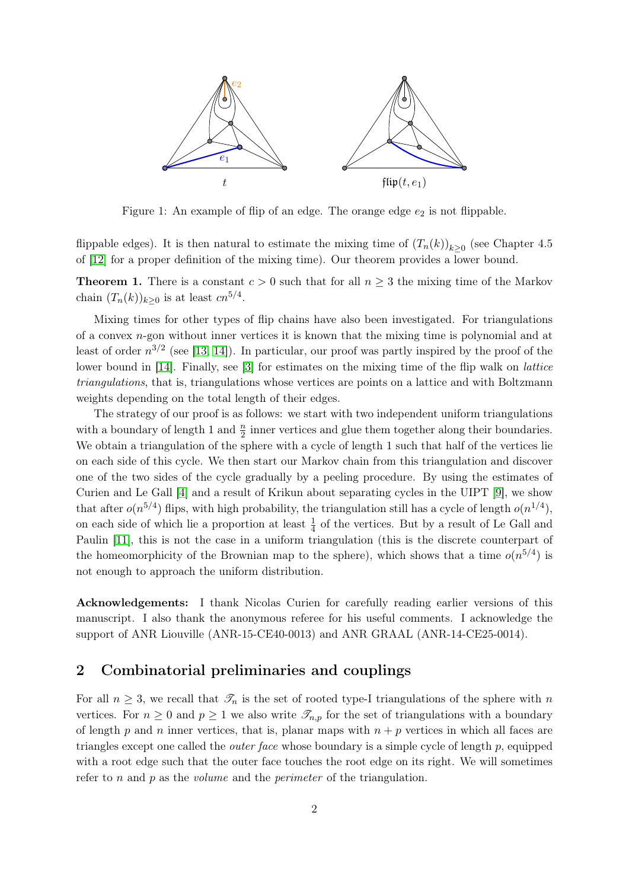Figure 1: An example of flip of an edge. The orange edge $e_2$ is not flippable.

flippable edges). It is then natural to estimate the mixing time of $(T_n(k))_{k\geq 0}$ (see Chapter 4.5 of [12] for a proper definition of the mixing time). Our theorem provides a lower bound.

**Theorem 1.** There is a constant $c > 0$ such that for all $n \geq 3$ the mixing time of the Markov chain $(T_n(k))_{k\geq 0}$ is at least $cn^{5/4}$.

Mixing times for other types of flip chains have also been investigated. For triangulations of a convex $n$-gon without inner vertices it is known that the mixing time is polynomial and at least of order $n^{3/2}$ (see [13, 14]). In particular, our proof was partly inspired by the proof of the lower bound in [14]. Finally, see [3] for estimates on the mixing time of the flip walk on *lattice triangulations*, that is, triangulations whose vertices are points on a lattice and with Boltzmann weights depending on the total length of their edges.

The strategy of our proof is as follows: we start with two independent uniform triangulations with a boundary of length 1 and $\frac{n}{2}$ inner vertices and glue them together along their boundaries. We obtain a triangulation of the sphere with a cycle of length 1 such that half of the vertices lie on each side of this cycle. We then start our Markov chain from this triangulation and discover one of the two sides of the cycle gradually by a peeling procedure. By using the estimates of Curien and Le Gall [4] and a result of Krikun about separating cycles in the UIPT [9], we show that after $o(n^{5/4})$ flips, with high probability, the triangulation still has a cycle of length $o(n^{1/4})$, on each side of which lie a proportion at least $\frac{1}{4}$ of the vertices. But by a result of Le Gall and Paulin [11], this is not the case in a uniform triangulation (this is the discrete counterpart of the homeomorphicity of the Brownian map to the sphere), which shows that a time $o(n^{5/4})$ is not enough to approach the uniform distribution.

**Acknowledgements:** I thank Nicolas Curien for carefully reading earlier versions of this manuscript. I also thank the anonymous referee for his useful comments. I acknowledge the support of ANR Liouville (ANR-15-CE40-0013) and ANR GRAAL (ANR-14-CE25-0014).

## 2 Combinatorial preliminaries and couplings

For all $n \geq 3$, we recall that $\mathscr{T}_n$ is the set of rooted type-I triangulations of the sphere with $n$ vertices. For $n \geq 0$ and $p \geq 1$ we also write $\mathscr{T}_{n,p}$ for the set of triangulations with a boundary of length $p$ and $n$ inner vertices, that is, planar maps with $n + p$ vertices in which all faces are triangles except one called the *outer face* whose boundary is a simple cycle of length $p$, equipped with a root edge such that the outer face touches the root edge on its right. We will sometimes refer to $n$ and $p$ as the *volume* and the *perimeter* of the triangulation.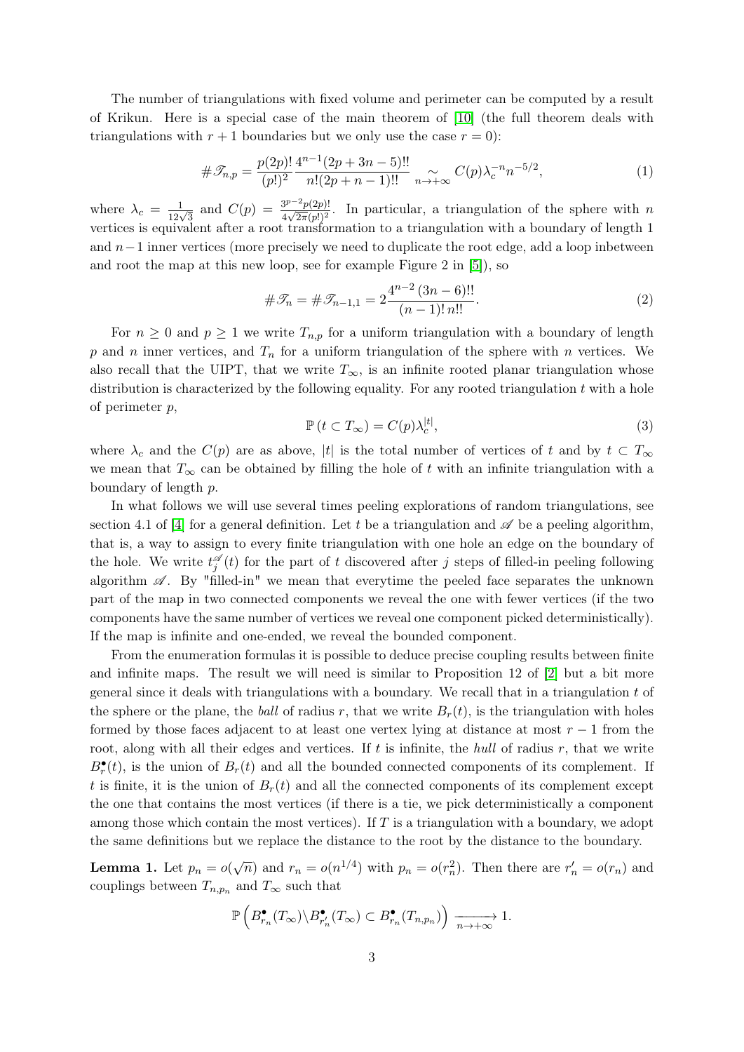The number of triangulations with fixed volume and perimeter can be computed by a result of Krikun. Here is a special case of the main theorem of [10] (the full theorem deals with triangulations with $r+1$ boundaries but we only use the case $r=0$):

$$\#\mathscr{T}_{n,p} = \frac{p(2p)!}{(p!)^2} \frac{4^{n-1}(2p+3n-5)!!}{n!(2p+n-1)!!} \underset{n\to+\infty}{\sim} C(p)\lambda_c^{-n} n^{-5/2}, \tag{1}$$

where $\lambda_c = \frac{1}{12\sqrt{3}}$ and $C(p) = \frac{3^{p-2}p(2p)!}{4\sqrt{2\pi}(p!)^2}$. In particular, a triangulation of the sphere with $n$ vertices is equivalent after a root transformation to a triangulation with a boundary of length 1 and $n-1$ inner vertices (more precisely we need to duplicate the root edge, add a loop inbetween and root the map at this new loop, see for example Figure 2 in [5]), so

$$\#\mathscr{T}_n = \#\mathscr{T}_{n-1,1} = 2\frac{4^{n-2}\,(3n-6)!!}{(n-1)!\,n!!}. \tag{2}$$

For $n \geq 0$ and $p \geq 1$ we write $T_{n,p}$ for a uniform triangulation with a boundary of length $p$ and $n$ inner vertices, and $T_n$ for a uniform triangulation of the sphere with $n$ vertices. We also recall that the UIPT, that we write $T_\infty$, is an infinite rooted planar triangulation whose distribution is characterized by the following equality. For any rooted triangulation $t$ with a hole of perimeter $p$,

$$\mathbb{P}\left(t \subset T_\infty\right) = C(p)\lambda_c^{|t|}, \tag{3}$$

where $\lambda_c$ and the $C(p)$ are as above, $|t|$ is the total number of vertices of $t$ and by $t \subset T_\infty$ we mean that $T_\infty$ can be obtained by filling the hole of $t$ with an infinite triangulation with a boundary of length $p$.

In what follows we will use several times peeling explorations of random triangulations, see section 4.1 of [4] for a general definition. Let $t$ be a triangulation and $\mathscr{A}$ be a peeling algorithm, that is, a way to assign to every finite triangulation with one hole an edge on the boundary of the hole. We write $t_j^{\mathscr{A}}(t)$ for the part of $t$ discovered after $j$ steps of filled-in peeling following algorithm $\mathscr{A}$. By "filled-in" we mean that everytime the peeled face separates the unknown part of the map in two connected components we reveal the one with fewer vertices (if the two components have the same number of vertices we reveal one component picked deterministically). If the map is infinite and one-ended, we reveal the bounded component.

From the enumeration formulas it is possible to deduce precise coupling results between finite and infinite maps. The result we will need is similar to Proposition 12 of [2] but a bit more general since it deals with triangulations with a boundary. We recall that in a triangulation $t$ of the sphere or the plane, the *ball* of radius $r$, that we write $B_r(t)$, is the triangulation with holes formed by those faces adjacent to at least one vertex lying at distance at most $r-1$ from the root, along with all their edges and vertices. If $t$ is infinite, the *hull* of radius $r$, that we write $B_r^\bullet(t)$, is the union of $B_r(t)$ and all the bounded connected components of its complement. If $t$ is finite, it is the union of $B_r(t)$ and all the connected components of its complement except the one that contains the most vertices (if there is a tie, we pick deterministically a component among those which contain the most vertices). If $T$ is a triangulation with a boundary, we adopt the same definitions but we replace the distance to the root by the distance to the boundary.

**Lemma 1.** Let $p_n = o(\sqrt{n})$ and $r_n = o(n^{1/4})$ with $p_n = o(r_n^2)$. Then there are $r_n' = o(r_n)$ and couplings between $T_{n,p_n}$ and $T_\infty$ such that

$$\mathbb{P}\left(B_{r_n}^\bullet(T_\infty)\backslash B_{r_n'}^\bullet(T_\infty) \subset B_{r_n}^\bullet(T_{n,p_n})\right) \xrightarrow[n\to+\infty]{} 1.$$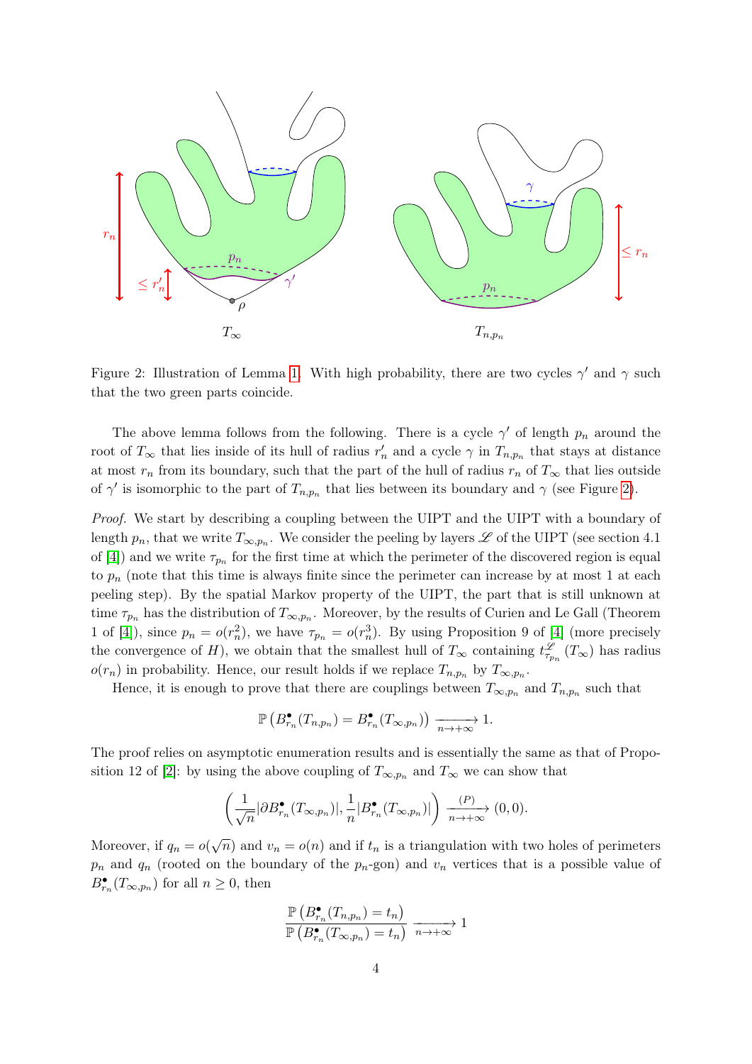Figure 2: Illustration of Lemma 1. With high probability, there are two cycles $\gamma'$ and $\gamma$ such that the two green parts coincide.

The above lemma follows from the following. There is a cycle $\gamma'$ of length $p_n$ around the root of $T_\infty$ that lies inside of its hull of radius $r'_n$ and a cycle $\gamma$ in $T_{n,p_n}$ that stays at distance at most $r_n$ from its boundary, such that the part of the hull of radius $r_n$ of $T_\infty$ that lies outside of $\gamma'$ is isomorphic to the part of $T_{n,p_n}$ that lies between its boundary and $\gamma$ (see Figure 2).

*Proof.* We start by describing a coupling between the UIPT and the UIPT with a boundary of length $p_n$, that we write $T_{\infty,p_n}$. We consider the peeling by layers $\mathscr{L}$ of the UIPT (see section 4.1 of [4]) and we write $\tau_{p_n}$ for the first time at which the perimeter of the discovered region is equal to $p_n$ (note that this time is always finite since the perimeter can increase by at most 1 at each peeling step). By the spatial Markov property of the UIPT, the part that is still unknown at time $\tau_{p_n}$ has the distribution of $T_{\infty,p_n}$. Moreover, by the results of Curien and Le Gall (Theorem 1 of [4]), since $p_n = o(r_n^2)$, we have $\tau_{p_n} = o(r_n^3)$. By using Proposition 9 of [4] (more precisely the convergence of $H$), we obtain that the smallest hull of $T_\infty$ containing $t^{\mathscr{L}}_{\tau_{p_n}}(T_\infty)$ has radius $o(r_n)$ in probability. Hence, our result holds if we replace $T_{n,p_n}$ by $T_{\infty,p_n}$.

Hence, it is enough to prove that there are couplings between $T_{\infty,p_n}$ and $T_{n,p_n}$ such that

$$\mathbb{P}\left(B^\bullet_{r_n}(T_{n,p_n}) = B^\bullet_{r_n}(T_{\infty,p_n})\right) \xrightarrow[n\to+\infty]{} 1.$$

The proof relies on asymptotic enumeration results and is essentially the same as that of Proposition 12 of [2]: by using the above coupling of $T_{\infty,p_n}$ and $T_\infty$ we can show that

$$\left(\frac{1}{\sqrt{n}}|\partial B^\bullet_{r_n}(T_{\infty,p_n})|, \frac{1}{n}|B^\bullet_{r_n}(T_{\infty,p_n})|\right) \xrightarrow[n\to+\infty]{(P)} (0,0).$$

Moreover, if $q_n = o(\sqrt{n})$ and $v_n = o(n)$ and if $t_n$ is a triangulation with two holes of perimeters $p_n$ and $q_n$ (rooted on the boundary of the $p_n$-gon) and $v_n$ vertices that is a possible value of $B^\bullet_{r_n}(T_{\infty,p_n})$ for all $n \geq 0$, then

$$\frac{\mathbb{P}\left(B^\bullet_{r_n}(T_{n,p_n}) = t_n\right)}{\mathbb{P}\left(B^\bullet_{r_n}(T_{\infty,p_n}) = t_n\right)} \xrightarrow[n\to+\infty]{} 1$$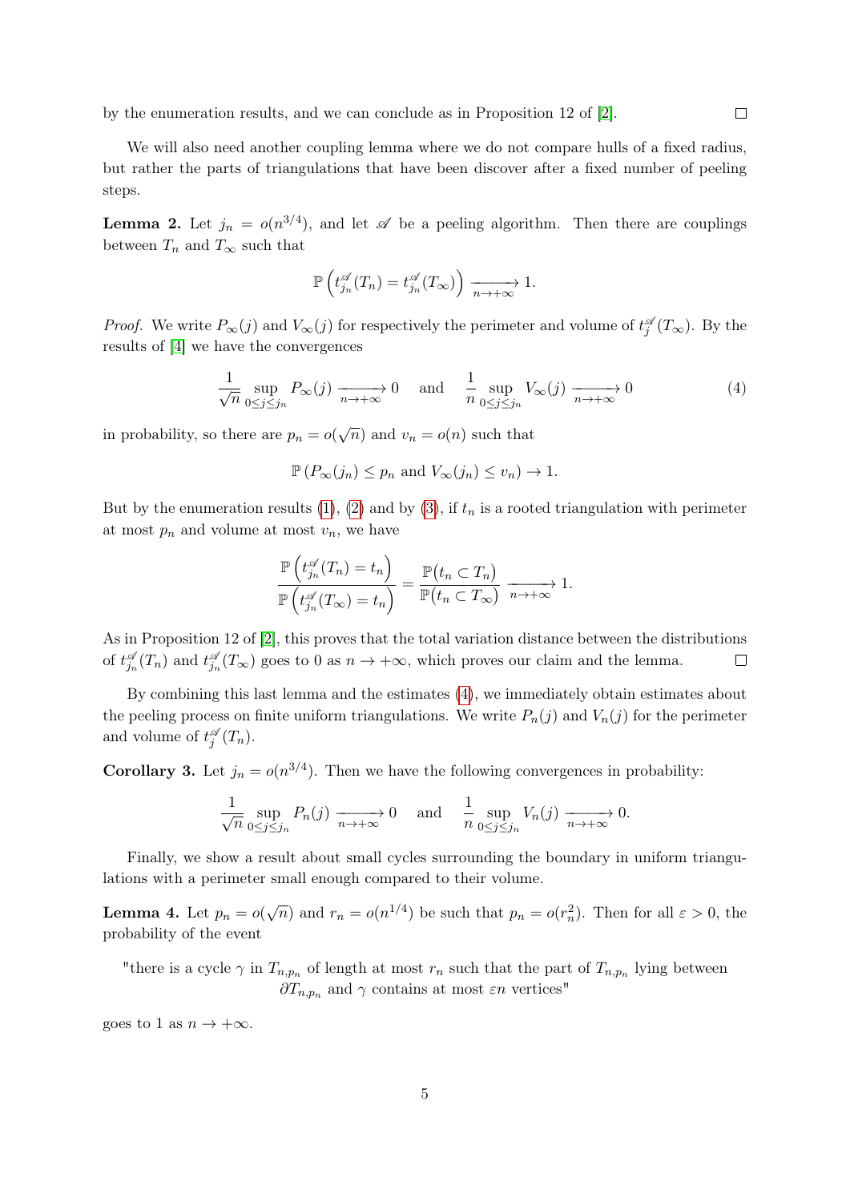by the enumeration results, and we can conclude as in Proposition 12 of [2]. □

We will also need another coupling lemma where we do not compare hulls of a fixed radius, but rather the parts of triangulations that have been discover after a fixed number of peeling steps.

**Lemma 2.** Let $j_n = o(n^{3/4})$, and let $\mathscr{A}$ be a peeling algorithm. Then there are couplings between $T_n$ and $T_\infty$ such that

$$\mathbb{P}\left(t_{j_n}^{\mathscr{A}}(T_n) = t_{j_n}^{\mathscr{A}}(T_\infty)\right) \xrightarrow[n\to+\infty]{} 1.$$

*Proof.* We write $P_\infty(j)$ and $V_\infty(j)$ for respectively the perimeter and volume of $t_j^{\mathscr{A}}(T_\infty)$. By the results of [4] we have the convergences

$$\frac{1}{\sqrt{n}} \sup_{0\leq j\leq j_n} P_\infty(j) \xrightarrow[n\to+\infty]{} 0 \quad \text{ and } \quad \frac{1}{n} \sup_{0\leq j\leq j_n} V_\infty(j) \xrightarrow[n\to+\infty]{} 0 \tag{4}$$

in probability, so there are $p_n = o(\sqrt{n})$ and $v_n = o(n)$ such that

$$\mathbb{P}\left(P_\infty(j_n) \leq p_n \text{ and } V_\infty(j_n) \leq v_n\right) \to 1.$$

But by the enumeration results (1), (2) and by (3), if $t_n$ is a rooted triangulation with perimeter at most $p_n$ and volume at most $v_n$, we have

$$\frac{\mathbb{P}\left(t_{j_n}^{\mathscr{A}}(T_n) = t_n\right)}{\mathbb{P}\left(t_{j_n}^{\mathscr{A}}(T_\infty) = t_n\right)} = \frac{\mathbb{P}(t_n \subset T_n)}{\mathbb{P}(t_n \subset T_\infty)} \xrightarrow[n\to+\infty]{} 1.$$

As in Proposition 12 of [2], this proves that the total variation distance between the distributions of $t_{j_n}^{\mathscr{A}}(T_n)$ and $t_{j_n}^{\mathscr{A}}(T_\infty)$ goes to 0 as $n \to +\infty$, which proves our claim and the lemma. □

By combining this last lemma and the estimates (4), we immediately obtain estimates about the peeling process on finite uniform triangulations. We write $P_n(j)$ and $V_n(j)$ for the perimeter and volume of $t_j^{\mathscr{A}}(T_n)$.

**Corollary 3.** Let $j_n = o(n^{3/4})$. Then we have the following convergences in probability:

$$\frac{1}{\sqrt{n}} \sup_{0\leq j\leq j_n} P_n(j) \xrightarrow[n\to+\infty]{} 0 \quad \text{ and } \quad \frac{1}{n} \sup_{0\leq j\leq j_n} V_n(j) \xrightarrow[n\to+\infty]{} 0.$$

Finally, we show a result about small cycles surrounding the boundary in uniform triangulations with a perimeter small enough compared to their volume.

**Lemma 4.** Let $p_n = o(\sqrt{n})$ and $r_n = o(n^{1/4})$ be such that $p_n = o(r_n^2)$. Then for all $\varepsilon > 0$, the probability of the event

"there is a cycle $\gamma$ in $T_{n,p_n}$ of length at most $r_n$ such that the part of $T_{n,p_n}$ lying between $\partial T_{n,p_n}$ and $\gamma$ contains at most $\varepsilon n$ vertices"

goes to 1 as $n \to +\infty$.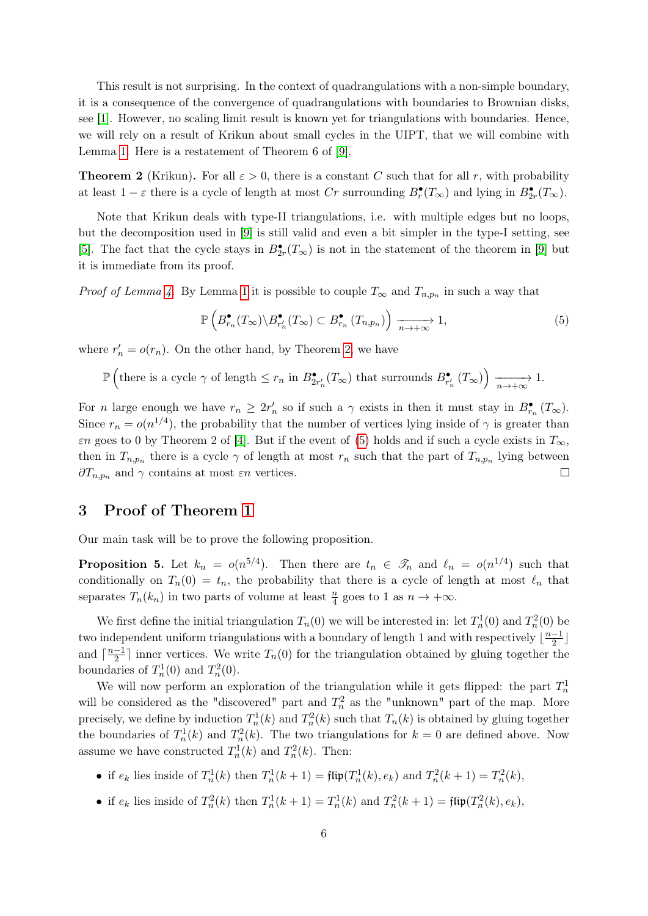This result is not surprising. In the context of quadrangulations with a non-simple boundary, it is a consequence of the convergence of quadrangulations with boundaries to Brownian disks, see [1]. However, no scaling limit result is known yet for triangulations with boundaries. Hence, we will rely on a result of Krikun about small cycles in the UIPT, that we will combine with Lemma 1. Here is a restatement of Theorem 6 of [9].

**Theorem 2** (Krikun)**.** For all $\varepsilon > 0$, there is a constant $C$ such that for all $r$, with probability at least $1-\varepsilon$ there is a cycle of length at most $Cr$ surrounding $B^\bullet_r(T_\infty)$ and lying in $B^\bullet_{2r}(T_\infty)$.

Note that Krikun deals with type-II triangulations, i.e. with multiple edges but no loops, but the decomposition used in [9] is still valid and even a bit simpler in the type-I setting, see [5]. The fact that the cycle stays in $B^\bullet_{2r}(T_\infty)$ is not in the statement of the theorem in [9] but it is immediate from its proof.

*Proof of Lemma 4.* By Lemma 1 it is possible to couple $T_\infty$ and $T_{n,p_n}$ in such a way that

$$\mathbb{P}\left(B^\bullet_{r_n}(T_\infty)\backslash B^\bullet_{r'_n}(T_\infty) \subset B^\bullet_{r_n}(T_{n,p_n})\right) \xrightarrow[n\to+\infty]{} 1, \tag{5}$$

where $r'_n = o(r_n)$. On the other hand, by Theorem 2, we have

$$\mathbb{P}\Big(\text{there is a cycle } \gamma \text{ of length} \leq r_n \text{ in } B^\bullet_{2r'_n}(T_\infty) \text{ that surrounds } B^\bullet_{r'_n}(T_\infty)\Big) \xrightarrow[n\to+\infty]{} 1.$$

For $n$ large enough we have $r_n \geq 2r'_n$ so if such a $\gamma$ exists in then it must stay in $B^\bullet_{r_n}(T_\infty)$. Since $r_n = o(n^{1/4})$, the probability that the number of vertices lying inside of $\gamma$ is greater than $\varepsilon n$ goes to 0 by Theorem 2 of [4]. But if the event of (5) holds and if such a cycle exists in $T_\infty$, then in $T_{n,p_n}$ there is a cycle $\gamma$ of length at most $r_n$ such that the part of $T_{n,p_n}$ lying between $\partial T_{n,p_n}$ and $\gamma$ contains at most $\varepsilon n$ vertices. $\square$

## 3 Proof of Theorem 1

Our main task will be to prove the following proposition.

**Proposition 5.** Let $k_n = o(n^{5/4})$. Then there are $t_n \in \mathscr{T}_n$ and $\ell_n = o(n^{1/4})$ such that conditionally on $T_n(0) = t_n$, the probability that there is a cycle of length at most $\ell_n$ that separates $T_n(k_n)$ in two parts of volume at least $\frac{n}{4}$ goes to 1 as $n \to +\infty$.

We first define the initial triangulation $T_n(0)$ we will be interested in: let $T^1_n(0)$ and $T^2_n(0)$ be two independent uniform triangulations with a boundary of length 1 and with respectively $\lfloor \frac{n-1}{2} \rfloor$ and $\lceil \frac{n-1}{2} \rceil$ inner vertices. We write $T_n(0)$ for the triangulation obtained by gluing together the boundaries of $T^1_n(0)$ and $T^2_n(0)$.

We will now perform an exploration of the triangulation while it gets flipped: the part $T^1_n$ will be considered as the "discovered" part and $T^2_n$ as the "unknown" part of the map. More precisely, we define by induction $T^1_n(k)$ and $T^2_n(k)$ such that $T_n(k)$ is obtained by gluing together the boundaries of $T^1_n(k)$ and $T^2_n(k)$. The two triangulations for $k=0$ are defined above. Now assume we have constructed $T^1_n(k)$ and $T^2_n(k)$. Then:

- if $e_k$ lies inside of $T^1_n(k)$ then $T^1_n(k+1) = \mathfrak{flip}(T^1_n(k), e_k)$ and $T^2_n(k+1) = T^2_n(k)$,
- if $e_k$ lies inside of $T^2_n(k)$ then $T^1_n(k+1) = T^1_n(k)$ and $T^2_n(k+1) = \mathfrak{flip}(T^2_n(k), e_k)$,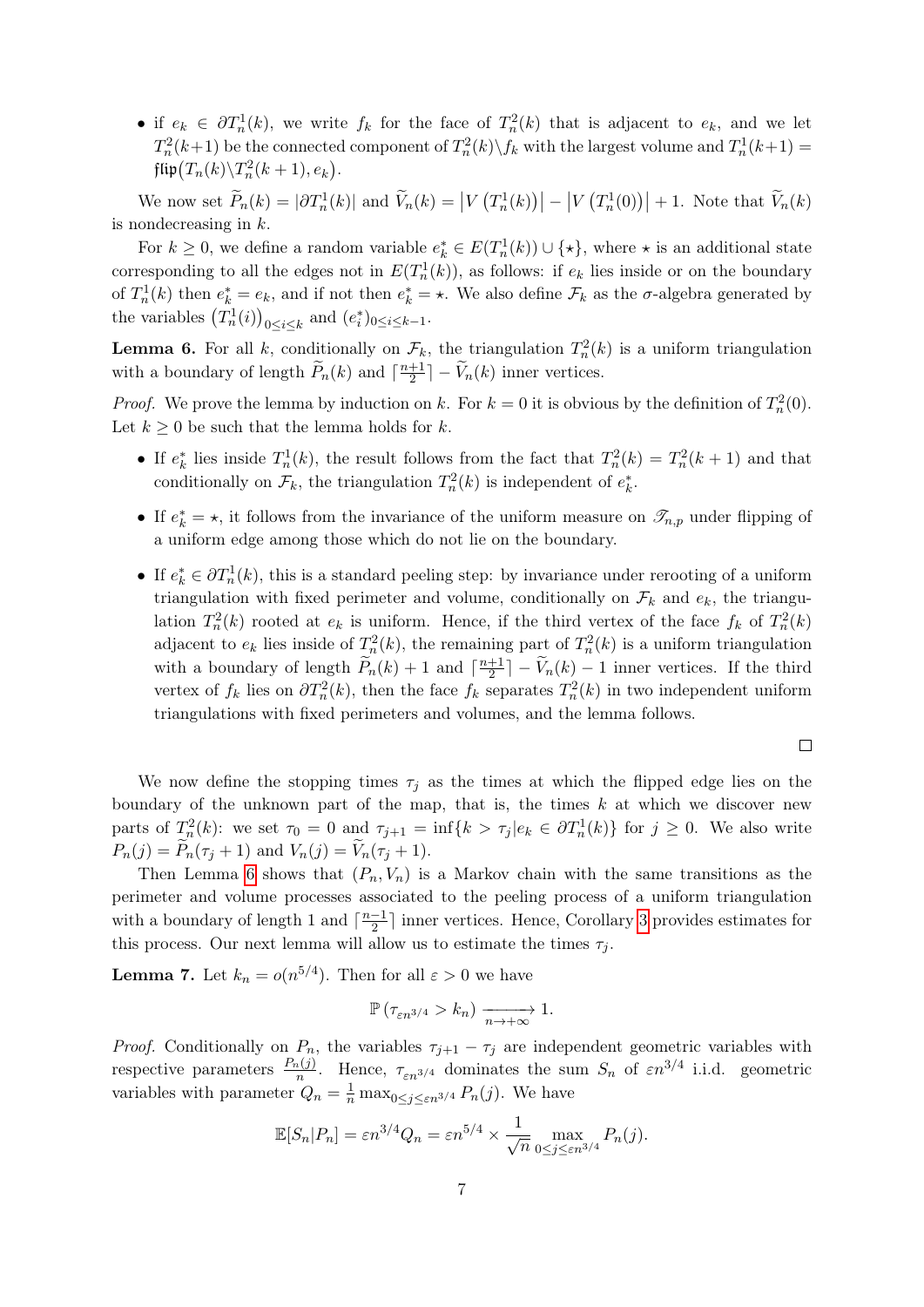- if $e_k \in \partial T_n^1(k)$, we write $f_k$ for the face of $T_n^2(k)$ that is adjacent to $e_k$, and we let $T_n^2(k+1)$ be the connected component of $T_n^2(k)\backslash f_k$ with the largest volume and $T_n^1(k+1) = \mathfrak{flip}\big(T_n(k)\backslash T_n^2(k+1), e_k\big)$.

We now set $\widetilde{P}_n(k) = |\partial T_n^1(k)|$ and $\widetilde{V}_n(k) = \left|V\left(T_n^1(k)\right)\right| - \left|V\left(T_n^1(0)\right)\right| + 1$. Note that $\widetilde{V}_n(k)$ is nondecreasing in $k$.

For $k \geq 0$, we define a random variable $e_k^* \in E(T_n^1(k)) \cup \{\star\}$, where $\star$ is an additional state corresponding to all the edges not in $E(T_n^1(k))$, as follows: if $e_k$ lies inside or on the boundary of $T_n^1(k)$ then $e_k^* = e_k$, and if not then $e_k^* = \star$. We also define $\mathcal{F}_k$ as the $\sigma$-algebra generated by the variables $\left(T_n^1(i)\right)_{0 \leq i \leq k}$ and $(e_i^*)_{0 \leq i \leq k-1}$.

**Lemma 6.** For all $k$, conditionally on $\mathcal{F}_k$, the triangulation $T_n^2(k)$ is a uniform triangulation with a boundary of length $\widetilde{P}_n(k)$ and $\lceil \frac{n+1}{2} \rceil - \widetilde{V}_n(k)$ inner vertices.

*Proof.* We prove the lemma by induction on $k$. For $k = 0$ it is obvious by the definition of $T_n^2(0)$. Let $k \geq 0$ be such that the lemma holds for $k$.

- If $e_k^*$ lies inside $T_n^1(k)$, the result follows from the fact that $T_n^2(k) = T_n^2(k+1)$ and that conditionally on $\mathcal{F}_k$, the triangulation $T_n^2(k)$ is independent of $e_k^*$.
- If $e_k^* = \star$, it follows from the invariance of the uniform measure on $\mathscr{T}_{n,p}$ under flipping of a uniform edge among those which do not lie on the boundary.
- If $e_k^* \in \partial T_n^1(k)$, this is a standard peeling step: by invariance under rerooting of a uniform triangulation with fixed perimeter and volume, conditionally on $\mathcal{F}_k$ and $e_k$, the triangulation $T_n^2(k)$ rooted at $e_k$ is uniform. Hence, if the third vertex of the face $f_k$ of $T_n^2(k)$ adjacent to $e_k$ lies inside of $T_n^2(k)$, the remaining part of $T_n^2(k)$ is a uniform triangulation with a boundary of length $\widetilde{P}_n(k) + 1$ and $\lceil \frac{n+1}{2} \rceil - \widetilde{V}_n(k) - 1$ inner vertices. If the third vertex of $f_k$ lies on $\partial T_n^2(k)$, then the face $f_k$ separates $T_n^2(k)$ in two independent uniform triangulations with fixed perimeters and volumes, and the lemma follows.

$\square$

We now define the stopping times $\tau_j$ as the times at which the flipped edge lies on the boundary of the unknown part of the map, that is, the times $k$ at which we discover new parts of $T_n^2(k)$: we set $\tau_0 = 0$ and $\tau_{j+1} = \inf\{k > \tau_j | e_k \in \partial T_n^1(k)\}$ for $j \geq 0$. We also write $P_n(j) = \widetilde{P}_n(\tau_j + 1)$ and $V_n(j) = \widetilde{V}_n(\tau_j + 1)$.

Then Lemma 6 shows that $(P_n, V_n)$ is a Markov chain with the same transitions as the perimeter and volume processes associated to the peeling process of a uniform triangulation with a boundary of length 1 and $\lceil \frac{n-1}{2} \rceil$ inner vertices. Hence, Corollary 3 provides estimates for this process. Our next lemma will allow us to estimate the times $\tau_j$.

**Lemma 7.** Let $k_n = o(n^{5/4})$. Then for all $\varepsilon > 0$ we have

$$\mathbb{P}\left(\tau_{\varepsilon n^{3/4}} > k_n\right) \xrightarrow[n \to +\infty]{} 1.$$

*Proof.* Conditionally on $P_n$, the variables $\tau_{j+1} - \tau_j$ are independent geometric variables with respective parameters $\frac{P_n(j)}{n}$. Hence, $\tau_{\varepsilon n^{3/4}}$ dominates the sum $S_n$ of $\varepsilon n^{3/4}$ i.i.d. geometric variables with parameter $Q_n = \frac{1}{n} \max_{0 \leq j \leq \varepsilon n^{3/4}} P_n(j)$. We have

$$\mathbb{E}[S_n | P_n] = \varepsilon n^{3/4} Q_n = \varepsilon n^{5/4} \times \frac{1}{\sqrt{n}} \max_{0 \leq j \leq \varepsilon n^{3/4}} P_n(j).$$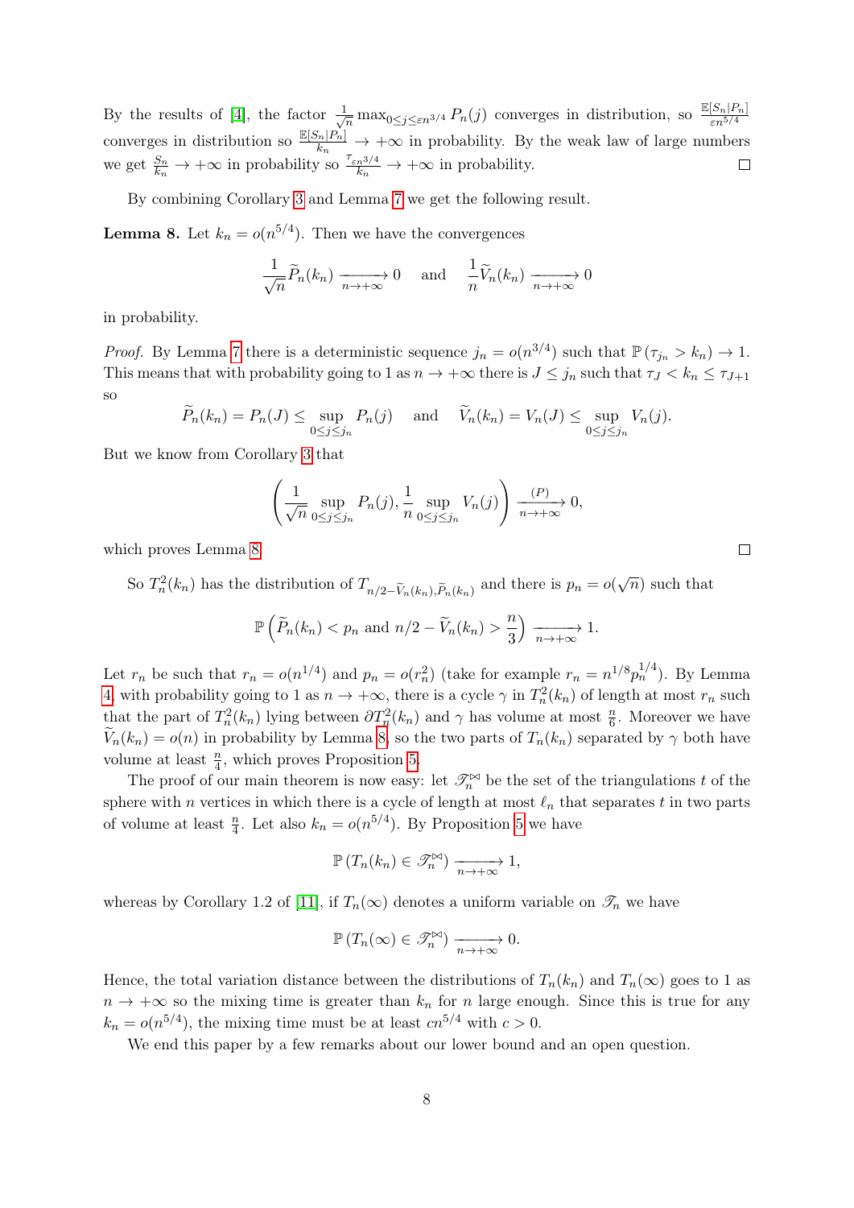By the results of [4], the factor $\frac{1}{\sqrt{n}} \max_{0 \leq j \leq \varepsilon n^{3/4}} P_n(j)$ converges in distribution, so $\frac{\mathbb{E}[S_n|P_n]}{\varepsilon n^{5/4}}$ converges in distribution so $\frac{\mathbb{E}[S_n|P_n]}{k_n} \to +\infty$ in probability. By the weak law of large numbers we get $\frac{S_n}{k_n} \to +\infty$ in probability so $\frac{\tau_{\varepsilon n^{3/4}}}{k_n} \to +\infty$ in probability. $\square$

By combining Corollary 3 and Lemma 7 we get the following result.

**Lemma 8.** Let $k_n = o(n^{5/4})$. Then we have the convergences

$$\frac{1}{\sqrt{n}} \widetilde{P}_n(k_n) \xrightarrow[n \to +\infty]{} 0 \quad \text{and} \quad \frac{1}{n} \widetilde{V}_n(k_n) \xrightarrow[n \to +\infty]{} 0$$

in probability.

*Proof.* By Lemma 7 there is a deterministic sequence $j_n = o(n^{3/4})$ such that $\mathbb{P}(\tau_{j_n} > k_n) \to 1$. This means that with probability going to 1 as $n \to +\infty$ there is $J \leq j_n$ such that $\tau_J < k_n \leq \tau_{J+1}$ so

$$\widetilde{P}_n(k_n) = P_n(J) \leq \sup_{0 \leq j \leq j_n} P_n(j) \quad \text{and} \quad \widetilde{V}_n(k_n) = V_n(J) \leq \sup_{0 \leq j \leq j_n} V_n(j).$$

But we know from Corollary 3 that

$$\left( \frac{1}{\sqrt{n}} \sup_{0 \leq j \leq j_n} P_n(j), \frac{1}{n} \sup_{0 \leq j \leq j_n} V_n(j) \right) \xrightarrow[n \to +\infty]{(P)} 0,$$

which proves Lemma 8. $\square$

So $T_n^2(k_n)$ has the distribution of $T_{n/2 - \widetilde{V}_n(k_n), \widetilde{P}_n(k_n)}$ and there is $p_n = o(\sqrt{n})$ such that

$$\mathbb{P}\left( \widetilde{P}_n(k_n) < p_n \text{ and } n/2 - \widetilde{V}_n(k_n) > \frac{n}{3} \right) \xrightarrow[n \to +\infty]{} 1.$$

Let $r_n$ be such that $r_n = o(n^{1/4})$ and $p_n = o(r_n^2)$ (take for example $r_n = n^{1/8} p_n^{1/4}$). By Lemma 4 with probability going to 1 as $n \to +\infty$, there is a cycle $\gamma$ in $T_n^2(k_n)$ of length at most $r_n$ such that the part of $T_n^2(k_n)$ lying between $\partial T_n^2(k_n)$ and $\gamma$ has volume at most $\frac{n}{6}$. Moreover we have $\widetilde{V}_n(k_n) = o(n)$ in probability by Lemma 8, so the two parts of $T_n(k_n)$ separated by $\gamma$ both have volume at least $\frac{n}{4}$, which proves Proposition 5.

The proof of our main theorem is now easy: let $\mathscr{T}_n^{\bowtie}$ be the set of the triangulations $t$ of the sphere with $n$ vertices in which there is a cycle of length at most $\ell_n$ that separates $t$ in two parts of volume at least $\frac{n}{4}$. Let also $k_n = o(n^{5/4})$. By Proposition 5 we have

$$\mathbb{P}\left( T_n(k_n) \in \mathscr{T}_n^{\bowtie} \right) \xrightarrow[n \to +\infty]{} 1,$$

whereas by Corollary 1.2 of [11], if $T_n(\infty)$ denotes a uniform variable on $\mathscr{T}_n$ we have

$$\mathbb{P}\left( T_n(\infty) \in \mathscr{T}_n^{\bowtie} \right) \xrightarrow[n \to +\infty]{} 0.$$

Hence, the total variation distance between the distributions of $T_n(k_n)$ and $T_n(\infty)$ goes to 1 as $n \to +\infty$ so the mixing time is greater than $k_n$ for $n$ large enough. Since this is true for any $k_n = o(n^{5/4})$, the mixing time must be at least $cn^{5/4}$ with $c > 0$.

We end this paper by a few remarks about our lower bound and an open question.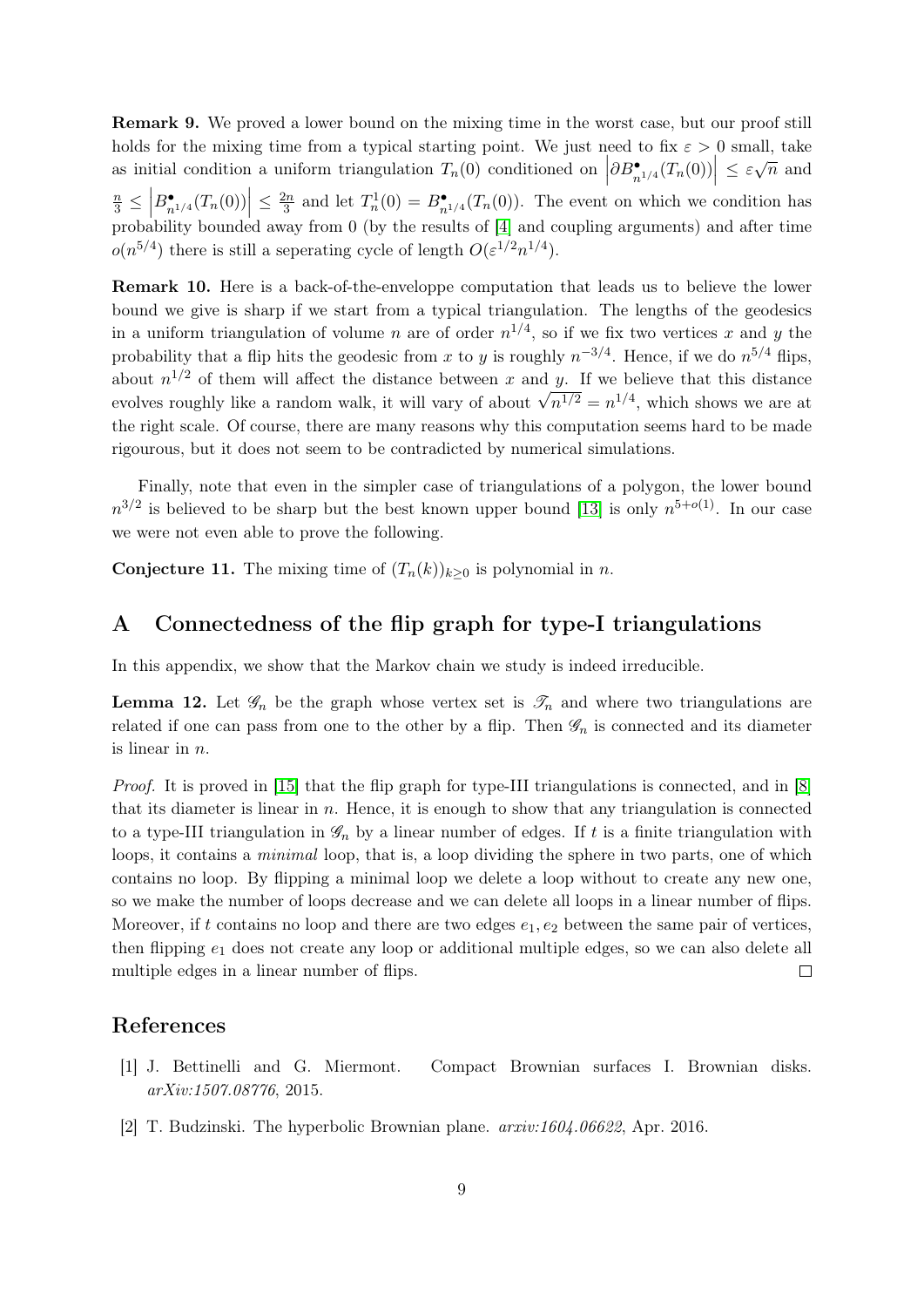**Remark 9.** We proved a lower bound on the mixing time in the worst case, but our proof still holds for the mixing time from a typical starting point. We just need to fix $\varepsilon > 0$ small, take as initial condition a uniform triangulation $T_n(0)$ conditioned on $\left|\partial B^\bullet_{n^{1/4}}(T_n(0))\right| \leq \varepsilon\sqrt{n}$ and $\frac{n}{3} \leq \left|B^\bullet_{n^{1/4}}(T_n(0))\right| \leq \frac{2n}{3}$ and let $T^1_n(0) = B^\bullet_{n^{1/4}}(T_n(0))$. The event on which we condition has probability bounded away from 0 (by the results of [4] and coupling arguments) and after time $o(n^{5/4})$ there is still a seperating cycle of length $O(\varepsilon^{1/2}n^{1/4})$.

**Remark 10.** Here is a back-of-the-enveloppe computation that leads us to believe the lower bound we give is sharp if we start from a typical triangulation. The lengths of the geodesics in a uniform triangulation of volume $n$ are of order $n^{1/4}$, so if we fix two vertices $x$ and $y$ the probability that a flip hits the geodesic from $x$ to $y$ is roughly $n^{-3/4}$. Hence, if we do $n^{5/4}$ flips, about $n^{1/2}$ of them will affect the distance between $x$ and $y$. If we believe that this distance evolves roughly like a random walk, it will vary of about $\sqrt{n^{1/2}} = n^{1/4}$, which shows we are at the right scale. Of course, there are many reasons why this computation seems hard to be made rigourous, but it does not seem to be contradicted by numerical simulations.

Finally, note that even in the simpler case of triangulations of a polygon, the lower bound $n^{3/2}$ is believed to be sharp but the best known upper bound [13] is only $n^{5+o(1)}$. In our case we were not even able to prove the following.

**Conjecture 11.** The mixing time of $(T_n(k))_{k\geq 0}$ is polynomial in $n$.

## A Connectedness of the flip graph for type-I triangulations

In this appendix, we show that the Markov chain we study is indeed irreducible.

**Lemma 12.** Let $\mathscr{G}_n$ be the graph whose vertex set is $\mathscr{T}_n$ and where two triangulations are related if one can pass from one to the other by a flip. Then $\mathscr{G}_n$ is connected and its diameter is linear in $n$.

*Proof.* It is proved in [15] that the flip graph for type-III triangulations is connected, and in [8] that its diameter is linear in $n$. Hence, it is enough to show that any triangulation is connected to a type-III triangulation in $\mathscr{G}_n$ by a linear number of edges. If $t$ is a finite triangulation with loops, it contains a *minimal* loop, that is, a loop dividing the sphere in two parts, one of which contains no loop. By flipping a minimal loop we delete a loop without to create any new one, so we make the number of loops decrease and we can delete all loops in a linear number of flips. Moreover, if $t$ contains no loop and there are two edges $e_1, e_2$ between the same pair of vertices, then flipping $e_1$ does not create any loop or additional multiple edges, so we can also delete all multiple edges in a linear number of flips. □

## References

[1] J. Bettinelli and G. Miermont. Compact Brownian surfaces I. Brownian disks. *arXiv:1507.08776*, 2015.

[2] T. Budzinski. The hyperbolic Brownian plane. *arxiv:1604.06622*, Apr. 2016.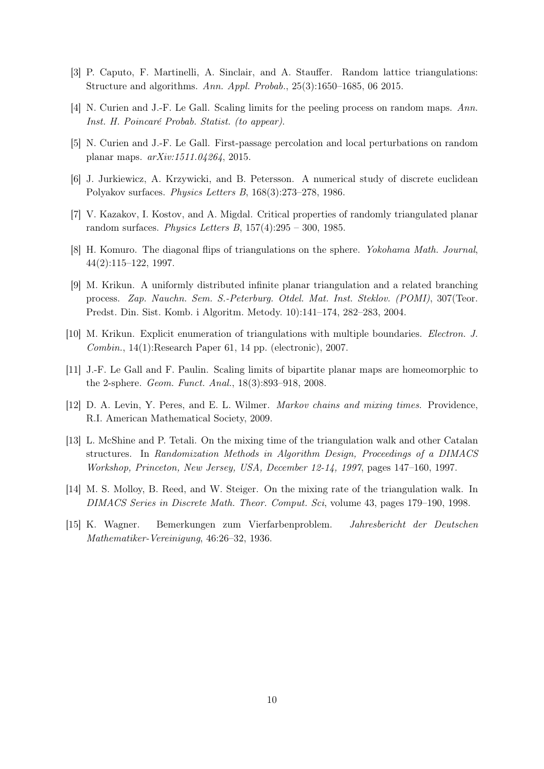[3] P. Caputo, F. Martinelli, A. Sinclair, and A. Stauffer. Random lattice triangulations: Structure and algorithms. *Ann. Appl. Probab.*, 25(3):1650–1685, 06 2015.

[4] N. Curien and J.-F. Le Gall. Scaling limits for the peeling process on random maps. *Ann. Inst. H. Poincaré Probab. Statist. (to appear).*

[5] N. Curien and J.-F. Le Gall. First-passage percolation and local perturbations on random planar maps. *arXiv:1511.04264*, 2015.

[6] J. Jurkiewicz, A. Krzywicki, and B. Petersson. A numerical study of discrete euclidean Polyakov surfaces. *Physics Letters B*, 168(3):273–278, 1986.

[7] V. Kazakov, I. Kostov, and A. Migdal. Critical properties of randomly triangulated planar random surfaces. *Physics Letters B*, 157(4):295 – 300, 1985.

[8] H. Komuro. The diagonal flips of triangulations on the sphere. *Yokohama Math. Journal*, 44(2):115–122, 1997.

[9] M. Krikun. A uniformly distributed infinite planar triangulation and a related branching process. *Zap. Nauchn. Sem. S.-Peterburg. Otdel. Mat. Inst. Steklov. (POMI)*, 307(Teor. Predst. Din. Sist. Komb. i Algoritm. Metody. 10):141–174, 282–283, 2004.

[10] M. Krikun. Explicit enumeration of triangulations with multiple boundaries. *Electron. J. Combin.*, 14(1):Research Paper 61, 14 pp. (electronic), 2007.

[11] J.-F. Le Gall and F. Paulin. Scaling limits of bipartite planar maps are homeomorphic to the 2-sphere. *Geom. Funct. Anal.*, 18(3):893–918, 2008.

[12] D. A. Levin, Y. Peres, and E. L. Wilmer. *Markov chains and mixing times*. Providence, R.I. American Mathematical Society, 2009.

[13] L. McShine and P. Tetali. On the mixing time of the triangulation walk and other Catalan structures. In *Randomization Methods in Algorithm Design, Proceedings of a DIMACS Workshop, Princeton, New Jersey, USA, December 12-14, 1997*, pages 147–160, 1997.

[14] M. S. Molloy, B. Reed, and W. Steiger. On the mixing rate of the triangulation walk. In *DIMACS Series in Discrete Math. Theor. Comput. Sci*, volume 43, pages 179–190, 1998.

[15] K. Wagner. Bemerkungen zum Vierfarbenproblem. *Jahresbericht der Deutschen Mathematiker-Vereinigung*, 46:26–32, 1936.